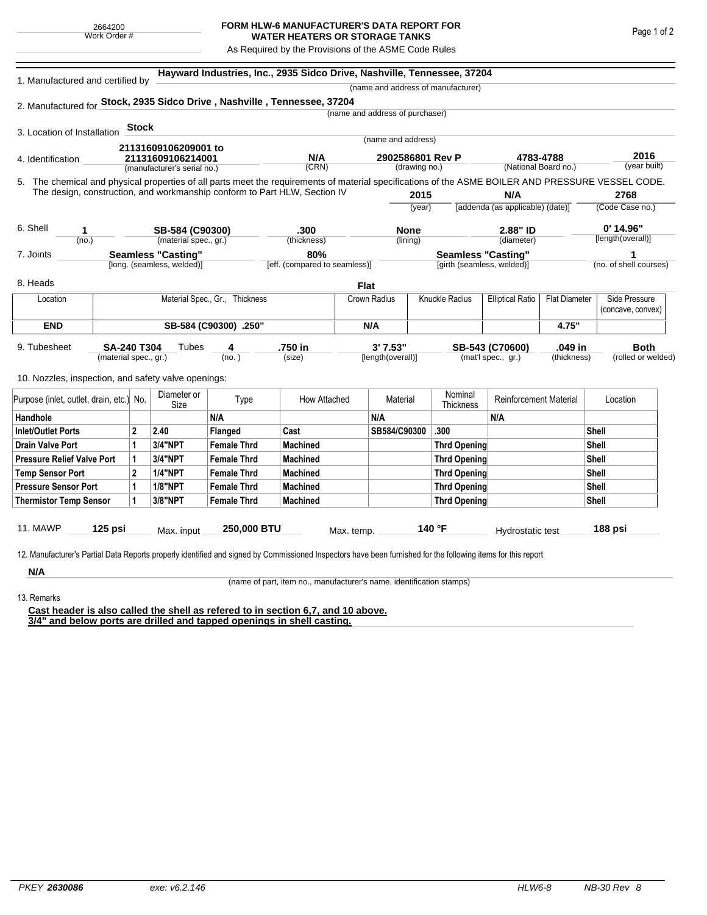2664200
Work Order #

# FORM HLW-6 MANUFACTURER'S DATA REPORT FOR WATER HEATERS OR STORAGE TANKS

As Required by the Provisions of the ASME Code Rules

1. Manufactured and certified by **Hayward Industries, Inc., 2935 Sidco Drive, Nashville, Tennessee, 37204**
(name and address of manufacturer)

2. Manufactured for **Stock, 2935 Sidco Drive , Nashville , Tennessee, 37204**
(name and address of purchaser)

3. Location of Installation **Stock**
(name and address)

4. Identification **21131609106209001 to 21131609106214001** (manufacturer's serial no.) **N/A** (CRN) **2902586801 Rev P** (drawing no.) **4783-4788** (National Board no.) **2016** (year built)

5. The chemical and physical properties of all parts meet the requirements of material specifications of the ASME BOILER AND PRESSURE VESSEL CODE. The design, construction, and workmanship conform to Part HLW, Section IV **2015** (year) **N/A** [addenda (as applicable) (date)] **2768** (Code Case no.)

6. Shell **1** (no.) **SB-584 (C90300)** (material spec., gr.) **.300** (thickness) **None** (lining) **2.88" ID** (diameter) **0' 14.96"** [length(overall)]

7. Joints **Seamless "Casting"** [long. (seamless, welded)] **80%** [eff. (compared to seamless)] **Seamless "Casting"** [girth (seamless, welded)] **1** (no. of shell courses)

8. Heads **Flat**

| Location | Material Spec., Gr., Thickness | Crown Radius | Knuckle Radius | Elliptical Ratio | Flat Diameter | Side Pressure (concave, convex) |
|---|---|---|---|---|---|---|
| **END** | **SB-584 (C90300) .250"** | **N/A** | | | **4.75"** | |

9. Tubesheet **SA-240 T304** (material spec., gr.) Tubes **4** (no.) **.750 in** (size) **3' 7.53"** [length(overall)] **SB-543 (C70600)** (mat'l spec., gr.) **.049 in** (thickness) **Both** (rolled or welded)

10. Nozzles, inspection, and safety valve openings:

| Purpose (inlet, outlet, drain, etc.) | No. | Diameter or Size | Type | How Attached | Material | Nominal Thickness | Reinforcement Material | Location |
|---|---|---|---|---|---|---|---|---|
| **Handhole** | | | **N/A** | | **N/A** | | **N/A** | |
| **Inlet/Outlet Ports** | **2** | **2.40** | **Flanged** | **Cast** | **SB584/C90300** | **.300** | | **Shell** |
| **Drain Valve Port** | **1** | **3/4"NPT** | **Female Thrd** | **Machined** | | **Thrd Opening** | | **Shell** |
| **Pressure Relief Valve Port** | **1** | **3/4"NPT** | **Female Thrd** | **Machined** | | **Thrd Opening** | | **Shell** |
| **Temp Sensor Port** | **2** | **1/4"NPT** | **Female Thrd** | **Machined** | | **Thrd Opening** | | **Shell** |
| **Pressure Sensor Port** | **1** | **1/8"NPT** | **Female Thrd** | **Machined** | | **Thrd Opening** | | **Shell** |
| **Thermistor Temp Sensor** | **1** | **3/8"NPT** | **Female Thrd** | **Machined** | | **Thrd Opening** | | **Shell** |

11. MAWP **125 psi** Max. input **250,000 BTU** Max. temp. **140 °F** Hydrostatic test **188 psi**

12. Manufacturer's Partial Data Reports properly identified and signed by Commissioned Inspectors have been furnished for the following items for this report

**N/A**
(name of part, item no., manufacturer's name, identification stamps)

13. Remarks

**Cast header is also called the shell as refered to in section 6,7, and 10 above.**
**3/4" and below ports are drilled and tapped openings in shell casting.**

PKEY **2630086** exe: v6.2.146 HLW6-8 NB-30 Rev 8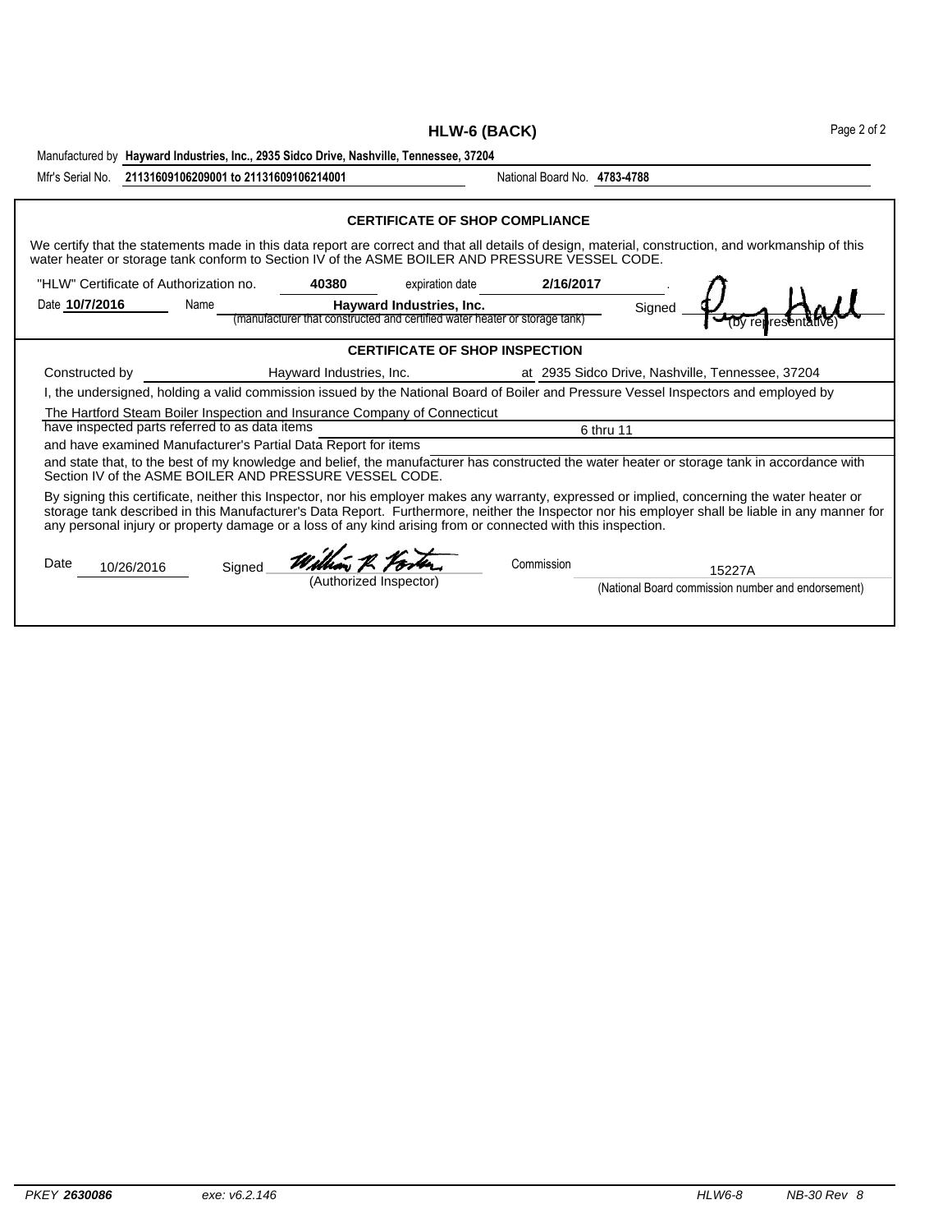# HLW-6 (BACK)

Manufactured by **Hayward Industries, Inc., 2935 Sidco Drive, Nashville, Tennessee, 37204**

Mfr's Serial No. **21131609106209001 to 21131609106214001** National Board No. **4783-4788**

## CERTIFICATE OF SHOP COMPLIANCE

We certify that the statements made in this data report are correct and that all details of design, material, construction, and workmanship of this water heater or storage tank conform to Section IV of the ASME BOILER AND PRESSURE VESSEL CODE.

"HLW" Certificate of Authorization no. **40380** expiration date **2/16/2017**.

Date **10/7/2016** Name **Hayward Industries, Inc.** (manufacturer that constructed and certified water heater or storage tank) Signed Perry Hall (by representative)

## CERTIFICATE OF SHOP INSPECTION

Constructed by Hayward Industries, Inc. at 2935 Sidco Drive, Nashville, Tennessee, 37204

I, the undersigned, holding a valid commission issued by the National Board of Boiler and Pressure Vessel Inspectors and employed by The Hartford Steam Boiler Inspection and Insurance Company of Connecticut have inspected parts referred to as data items 6 thru 11 and have examined Manufacturer's Partial Data Report for items and state that, to the best of my knowledge and belief, the manufacturer has constructed the water heater or storage tank in accordance with Section IV of the ASME BOILER AND PRESSURE VESSEL CODE.

By signing this certificate, neither this Inspector, nor his employer makes any warranty, expressed or implied, concerning the water heater or storage tank described in this Manufacturer's Data Report. Furthermore, neither the Inspector nor his employer shall be liable in any manner for any personal injury or property damage or a loss of any kind arising from or connected with this inspection.

Date 10/26/2016 Signed William R. Foster (Authorized Inspector) Commission 15227A (National Board commission number and endorsement)

PKEY **2630086** exe: v6.2.146 HLW6-8 NB-30 Rev 8